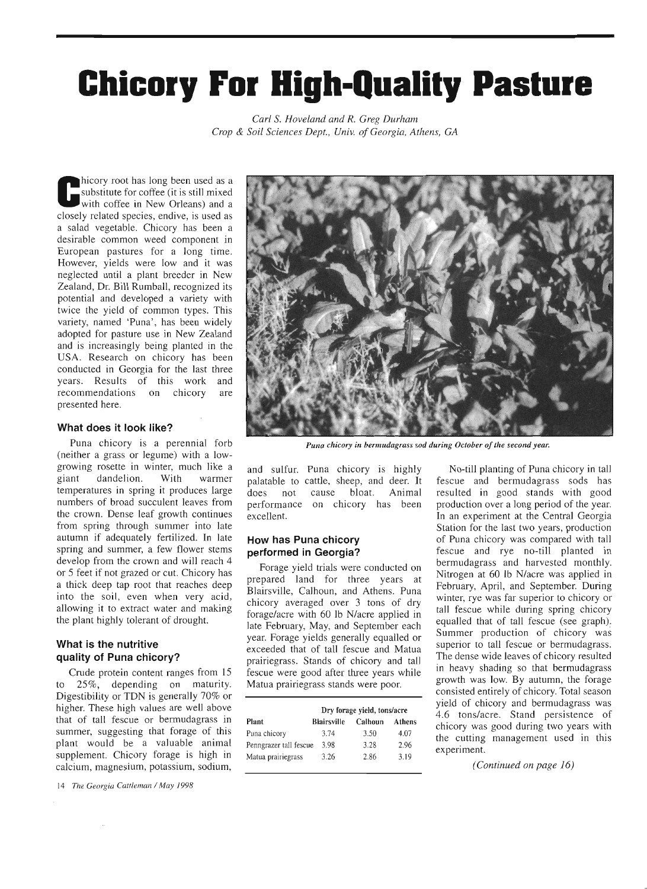# Chicory For High-Quality Pasture

*Carl S. Hoveland and R. Greg Durham*
*Crop & Soil Sciences Dept., Univ. of Georgia, Athens, GA*

Chicory root has long been used as a substitute for coffee (it is still mixed with coffee in New Orleans) and a closely related species, endive, is used as a salad vegetable. Chicory has been a desirable common weed component in European pastures for a long time. However, yields were low and it was neglected until a plant breeder in New Zealand, Dr. Bill Rumball, recognized its potential and developed a variety with twice the yield of common types. This variety, named 'Puna', has been widely adopted for pasture use in New Zealand and is increasingly being planted in the USA. Research on chicory has been conducted in Georgia for the last three years. Results of this work and recommendations on chicory are presented here.

### What does it look like?

Puna chicory is a perennial forb (neither a grass or legume) with a low-growing rosette in winter, much like a giant dandelion. With warmer temperatures in spring it produces large numbers of broad succulent leaves from the crown. Dense leaf growth continues from spring through summer into late autumn if adequately fertilized. In late spring and summer, a few flower stems develop from the crown and will reach 4 or 5 feet if not grazed or cut. Chicory has a thick deep tap root that reaches deep into the soil, even when very acid, allowing it to extract water and making the plant highly tolerant of drought.

### What is the nutritive quality of Puna chicory?

Crude protein content ranges from 15 to 25%, depending on maturity. Digestibility or TDN is generally 70% or higher. These high values are well above that of tall fescue or bermudagrass in summer, suggesting that forage of this plant would be a valuable animal supplement. Chicory forage is high in calcium, magnesium, potassium, sodium, and sulfur. Puna chicory is highly palatable to cattle, sheep, and deer. It does not cause bloat. Animal performance on chicory has been excellent.

*Puna chicory in bermudagrass sod during October of the second year.*

### How has Puna chicory performed in Georgia?

Forage yield trials were conducted on prepared land for three years at Blairsville, Calhoun, and Athens. Puna chicory averaged over 3 tons of dry forage/acre with 60 lb N/acre applied in late February, May, and September each year. Forage yields generally equalled or exceeded that of tall fescue and Matua prairiegrass. Stands of chicory and tall fescue were good after three years while Matua prairiegrass stands were poor.

| Plant | Dry forage yield, tons/acre | | |
|---|---|---|---|
| | Blairsville | Calhoun | Athens |
| Puna chicory | 3.74 | 3.50 | 4.07 |
| Penngrazer tall fescue | 3.98 | 3.28 | 2.96 |
| Matua prairiegrass | 3.26 | 2.86 | 3.19 |

No-till planting of Puna chicory in tall fescue and bermudagrass sods has resulted in good stands with good production over a long period of the year. In an experiment at the Central Georgia Station for the last two years, production of Puna chicory was compared with tall fescue and rye no-till planted in bermudagrass and harvested monthly. Nitrogen at 60 lb N/acre was applied in February, April, and September. During winter, rye was far superior to chicory or tall fescue while during spring chicory equalled that of tall fescue (see graph). Summer production of chicory was superior to tall fescue or bermudagrass. The dense wide leaves of chicory resulted in heavy shading so that bermudagrass growth was low. By autumn, the forage consisted entirely of chicory. Total season yield of chicory and bermudagrass was 4.6 tons/acre. Stand persistence of chicory was good during two years with the cutting management used in this experiment.

*(Continued on page 16)*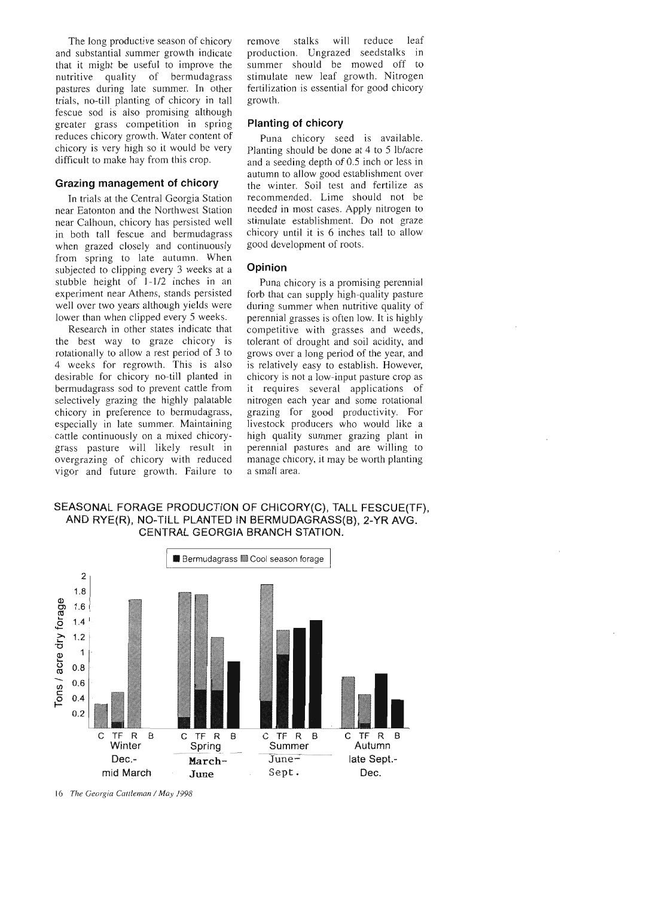The long productive season of chicory and substantial summer growth indicate that it might be useful to improve the nutritive quality of bermudagrass pastures during late summer. In other trials, no-till planting of chicory in tall fescue sod is also promising although greater grass competition in spring reduces chicory growth. Water content of chicory is very high so it would be very difficult to make hay from this crop.

### Grazing management of chicory

In trials at the Central Georgia Station near Eatonton and the Northwest Station near Calhoun, chicory has persisted well in both tall fescue and bermudagrass when grazed closely and continuously from spring to late autumn. When subjected to clipping every 3 weeks at a stubble height of 1-1/2 inches in an experiment near Athens, stands persisted well over two years although yields were lower than when clipped every 5 weeks.

Research in other states indicate that the best way to graze chicory is rotationally to allow a rest period of 3 to 4 weeks for regrowth. This is also desirable for chicory no-till planted in bermudagrass sod to prevent cattle from selectively grazing the highly palatable chicory in preference to bermudagrass, especially in late summer. Maintaining cattle continuously on a mixed chicory-grass pasture will likely result in overgrazing of chicory with reduced vigor and future growth. Failure to remove stalks will reduce leaf production. Ungrazed seedstalks in summer should be mowed off to stimulate new leaf growth. Nitrogen fertilization is essential for good chicory growth.

### Planting of chicory

Puna chicory seed is available. Planting should be done at 4 to 5 lb/acre and a seeding depth of 0.5 inch or less in autumn to allow good establishment over the winter. Soil test and fertilize as recommended. Lime should not be needed in most cases. Apply nitrogen to stimulate establishment. Do not graze chicory until it is 6 inches tall to allow good development of roots.

### Opinion

Puna chicory is a promising perennial forb that can supply high-quality pasture during summer when nutritive quality of perennial grasses is often low. It is highly competitive with grasses and weeds, tolerant of drought and soil acidity, and grows over a long period of the year, and is relatively easy to establish. However, chicory is not a low-input pasture crop as it requires several applications of nitrogen each year and some rotational grazing for good productivity. For livestock producers who would like a high quality summer grazing plant in perennial pastures and are willing to manage chicory, it may be worth planting a small area.

SEASONAL FORAGE PRODUCTION OF CHICORY(C), TALL FESCUE(TF), AND RYE(R), NO-TILL PLANTED IN BERMUDAGRASS(B), 2-YR AVG. CENTRAL GEORGIA BRANCH STATION.

Bermudagrass
Cool season forage

Tons / acre dry forage

0.2
0.4
0.6
0.8
1
1.2
1.4
1.6
1.8
2

C TF R B
Winter
Dec.-
mid March

C TF R B
Spring
March-
June

C TF R B
Summer
June-
Sept.

C TF R B
Autumn
late Sept.-
Dec.